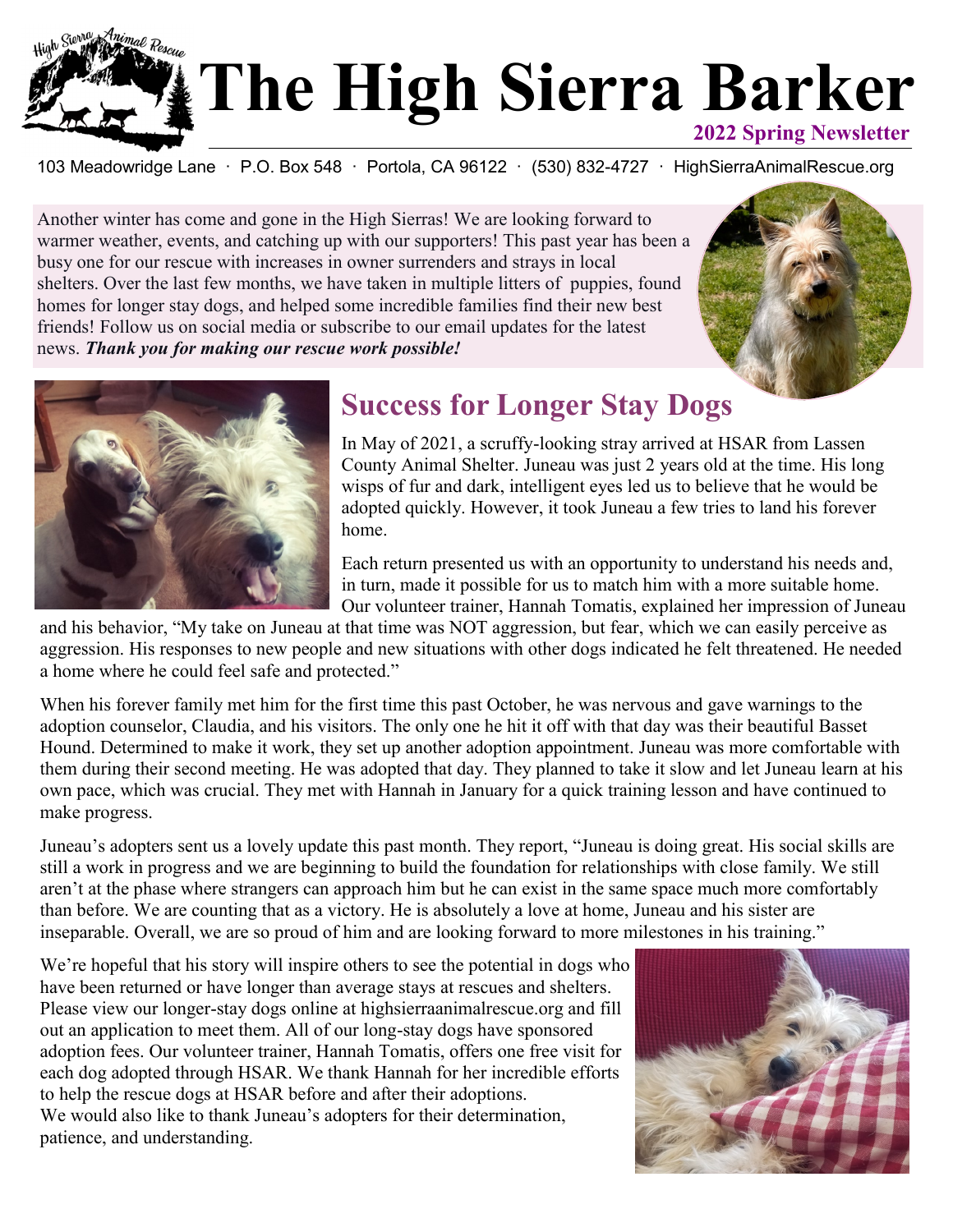# The High Sierra Barker

**2022 Spring Newsletter**

103 Meadowridge Lane · P.O. Box 548 · Portola, CA 96122 · (530) 832-4727 · HighSierraAnimalRescue.org

Another winter has come and gone in the High Sierras! We are looking forward to warmer weather, events, and catching up with our supporters! This past year has been a busy one for our rescue with increases in owner surrenders and strays in local shelters. Over the last few months, we have taken in multiple litters of puppies, found homes for longer stay dogs, and helped some incredible families find their new best friends! Follow us on social media or subscribe to our email updates for the latest news. ***Thank you for making our rescue work possible!***

## Success for Longer Stay Dogs

In May of 2021, a scruffy-looking stray arrived at HSAR from Lassen County Animal Shelter. Juneau was just 2 years old at the time. His long wisps of fur and dark, intelligent eyes led us to believe that he would be adopted quickly. However, it took Juneau a few tries to land his forever home.

Each return presented us with an opportunity to understand his needs and, in turn, made it possible for us to match him with a more suitable home. Our volunteer trainer, Hannah Tomatis, explained her impression of Juneau and his behavior, "My take on Juneau at that time was NOT aggression, but fear, which we can easily perceive as aggression. His responses to new people and new situations with other dogs indicated he felt threatened. He needed a home where he could feel safe and protected."

When his forever family met him for the first time this past October, he was nervous and gave warnings to the adoption counselor, Claudia, and his visitors. The only one he hit it off with that day was their beautiful Basset Hound. Determined to make it work, they set up another adoption appointment. Juneau was more comfortable with them during their second meeting. He was adopted that day. They planned to take it slow and let Juneau learn at his own pace, which was crucial. They met with Hannah in January for a quick training lesson and have continued to make progress.

Juneau's adopters sent us a lovely update this past month. They report, "Juneau is doing great. His social skills are still a work in progress and we are beginning to build the foundation for relationships with close family. We still aren't at the phase where strangers can approach him but he can exist in the same space much more comfortably than before. We are counting that as a victory. He is absolutely a love at home, Juneau and his sister are inseparable. Overall, we are so proud of him and are looking forward to more milestones in his training."

We're hopeful that his story will inspire others to see the potential in dogs who have been returned or have longer than average stays at rescues and shelters. Please view our longer-stay dogs online at highsierraanimalrescue.org and fill out an application to meet them. All of our long-stay dogs have sponsored adoption fees. Our volunteer trainer, Hannah Tomatis, offers one free visit for each dog adopted through HSAR. We thank Hannah for her incredible efforts to help the rescue dogs at HSAR before and after their adoptions. We would also like to thank Juneau's adopters for their determination, patience, and understanding.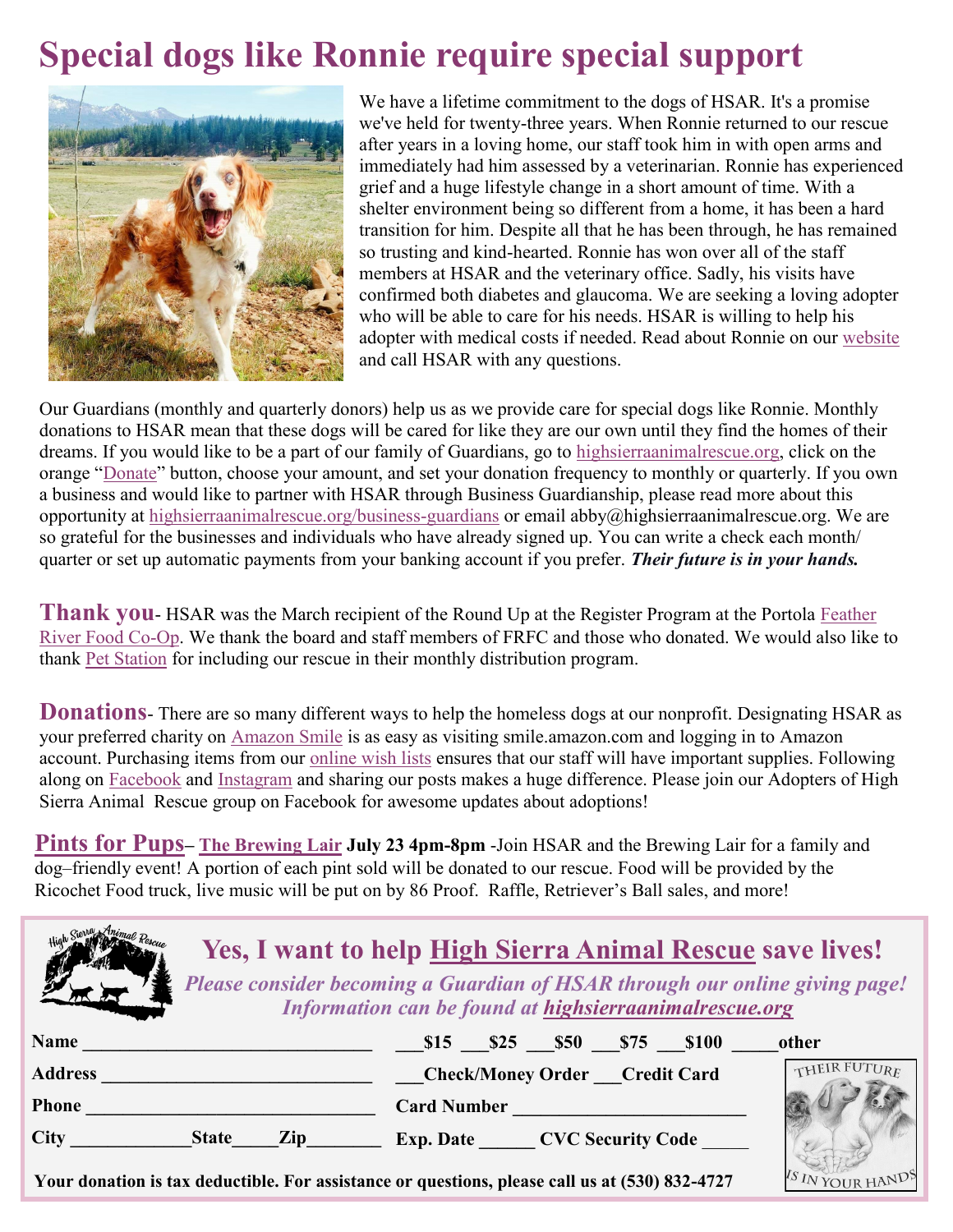# Special dogs like Ronnie require special support

We have a lifetime commitment to the dogs of HSAR. It's a promise we've held for twenty-three years. When Ronnie returned to our rescue after years in a loving home, our staff took him in with open arms and immediately had him assessed by a veterinarian. Ronnie has experienced grief and a huge lifestyle change in a short amount of time. With a shelter environment being so different from a home, it has been a hard transition for him. Despite all that he has been through, he has remained so trusting and kind-hearted. Ronnie has won over all of the staff members at HSAR and the veterinary office. Sadly, his visits have confirmed both diabetes and glaucoma. We are seeking a loving adopter who will be able to care for his needs. HSAR is willing to help his adopter with medical costs if needed. Read about Ronnie on our website and call HSAR with any questions.

Our Guardians (monthly and quarterly donors) help us as we provide care for special dogs like Ronnie. Monthly donations to HSAR mean that these dogs will be cared for like they are our own until they find the homes of their dreams. If you would like to be a part of our family of Guardians, go to highsierraanimalrescue.org, click on the orange "Donate" button, choose your amount, and set your donation frequency to monthly or quarterly. If you own a business and would like to partner with HSAR through Business Guardianship, please read more about this opportunity at highsierraanimalrescue.org/business-guardians or email abby@highsierraanimalrescue.org. We are so grateful for the businesses and individuals who have already signed up. You can write a check each month/ quarter or set up automatic payments from your banking account if you prefer. ***Their future is in your hands.***

**Thank you**- HSAR was the March recipient of the Round Up at the Register Program at the Portola Feather River Food Co-Op. We thank the board and staff members of FRFC and those who donated. We would also like to thank Pet Station for including our rescue in their monthly distribution program.

**Donations**- There are so many different ways to help the homeless dogs at our nonprofit. Designating HSAR as your preferred charity on Amazon Smile is as easy as visiting smile.amazon.com and logging in to Amazon account. Purchasing items from our online wish lists ensures that our staff will have important supplies. Following along on Facebook and Instagram and sharing our posts makes a huge difference. Please join our Adopters of High Sierra Animal Rescue group on Facebook for awesome updates about adoptions!

**Pints for Pups**– **The Brewing Lair** **July 23 4pm-8pm** -Join HSAR and the Brewing Lair for a family and dog–friendly event! A portion of each pint sold will be donated to our rescue. Food will be provided by the Ricochet Food truck, live music will be put on by 86 Proof. Raffle, Retriever's Ball sales, and more!

## Yes, I want to help High Sierra Animal Rescue save lives!

***Please consider becoming a Guardian of HSAR through our online giving page! Information can be found at highsierraanimalrescue.org***

**Name** ______________________________ ___**$15** ___**$25** ___**$50** ___**$75** ___**$100** _____**other**

**Address** ____________________________ ___**Check/Money Order** ___**Credit Card**

**Phone** ______________________________ **Card Number** _______________________

**City** ____________ **State**_____ **Zip**________ **Exp. Date** ______ **CVC Security Code** _____

**Your donation is tax deductible. For assistance or questions, please call us at (530) 832-4727**